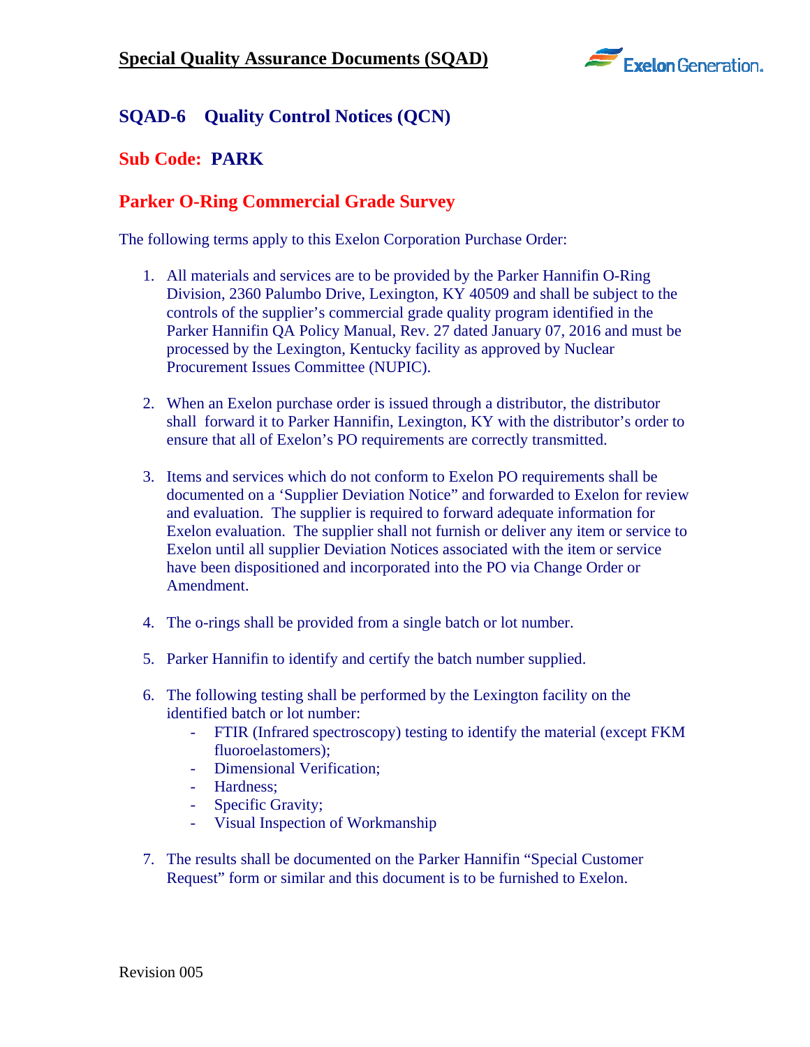## Special Quality Assurance Documents (SQAD)

### SQAD-6 Quality Control Notices (QCN)

### Sub Code: PARK

### Parker O-Ring Commercial Grade Survey

The following terms apply to this Exelon Corporation Purchase Order:

1. All materials and services are to be provided by the Parker Hannifin O-Ring Division, 2360 Palumbo Drive, Lexington, KY 40509 and shall be subject to the controls of the supplier's commercial grade quality program identified in the Parker Hannifin QA Policy Manual, Rev. 27 dated January 07, 2016 and must be processed by the Lexington, Kentucky facility as approved by Nuclear Procurement Issues Committee (NUPIC).

2. When an Exelon purchase order is issued through a distributor, the distributor shall forward it to Parker Hannifin, Lexington, KY with the distributor's order to ensure that all of Exelon's PO requirements are correctly transmitted.

3. Items and services which do not conform to Exelon PO requirements shall be documented on a 'Supplier Deviation Notice" and forwarded to Exelon for review and evaluation. The supplier is required to forward adequate information for Exelon evaluation. The supplier shall not furnish or deliver any item or service to Exelon until all supplier Deviation Notices associated with the item or service have been dispositioned and incorporated into the PO via Change Order or Amendment.

4. The o-rings shall be provided from a single batch or lot number.

5. Parker Hannifin to identify and certify the batch number supplied.

6. The following testing shall be performed by the Lexington facility on the identified batch or lot number:
   - FTIR (Infrared spectroscopy) testing to identify the material (except FKM fluoroelastomers);
   - Dimensional Verification;
   - Hardness;
   - Specific Gravity;
   - Visual Inspection of Workmanship

7. The results shall be documented on the Parker Hannifin "Special Customer Request" form or similar and this document is to be furnished to Exelon.

Revision 005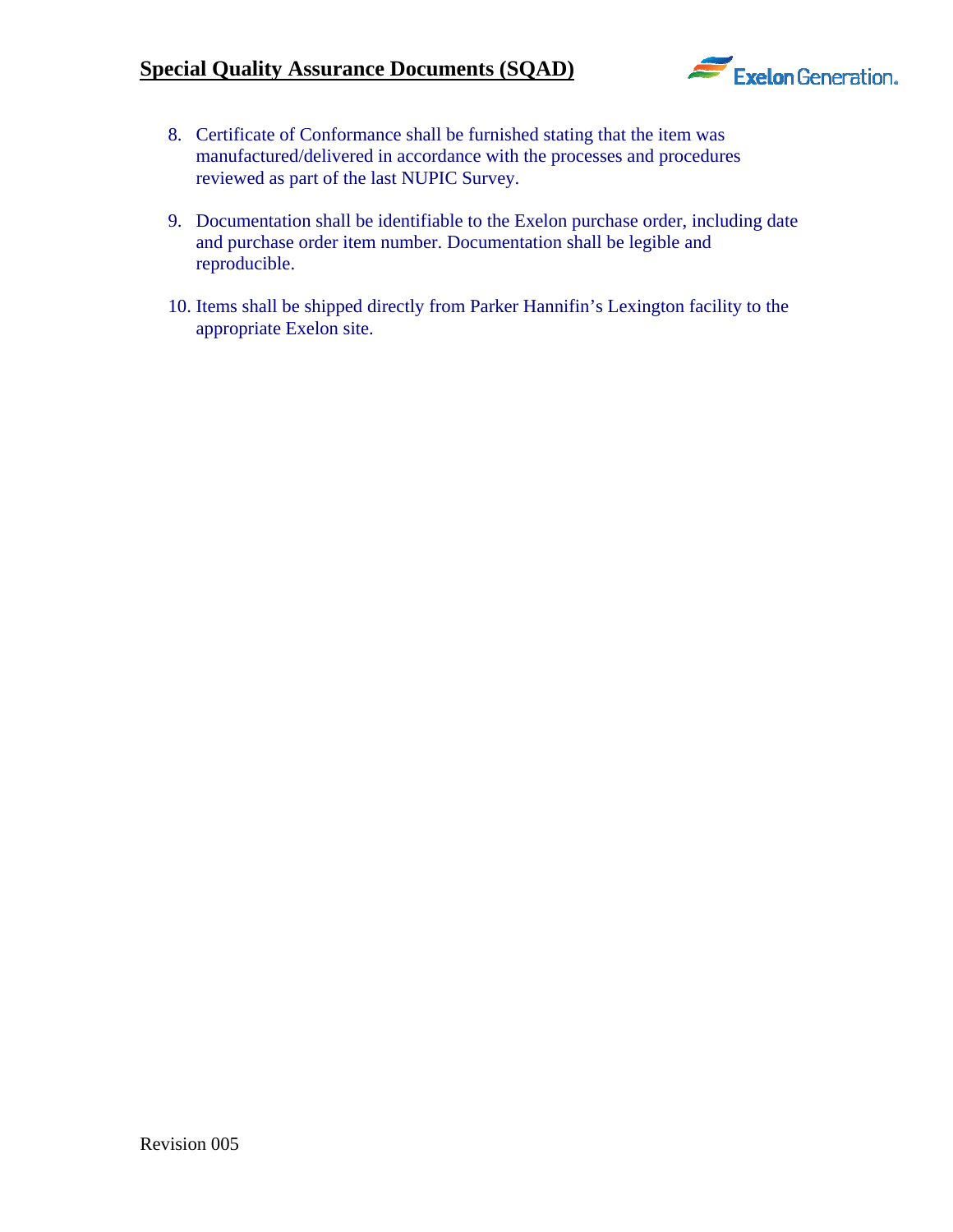8. Certificate of Conformance shall be furnished stating that the item was manufactured/delivered in accordance with the processes and procedures reviewed as part of the last NUPIC Survey.

9. Documentation shall be identifiable to the Exelon purchase order, including date and purchase order item number. Documentation shall be legible and reproducible.

10. Items shall be shipped directly from Parker Hannifin's Lexington facility to the appropriate Exelon site.